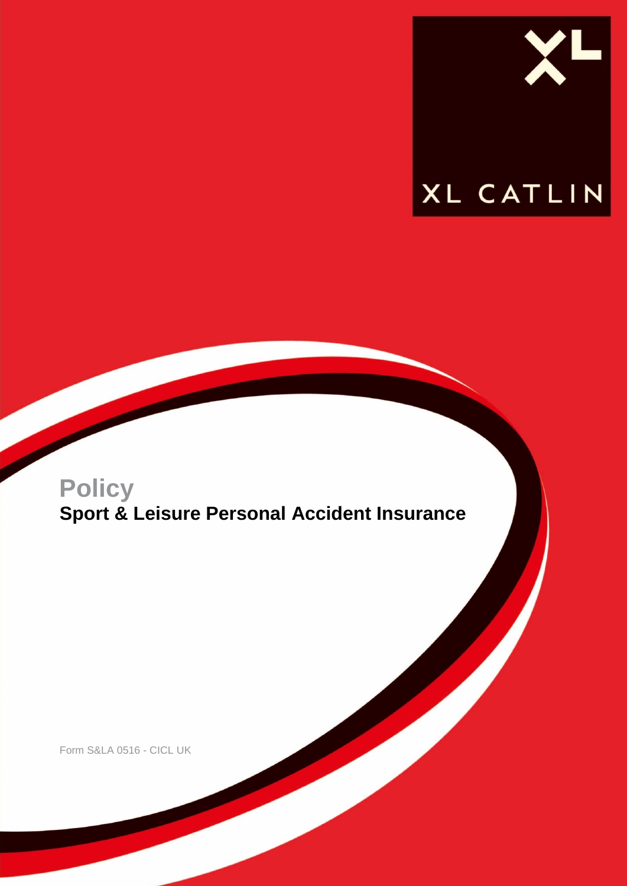XL CATLIN

# Policy

## Sport & Leisure Personal Accident Insurance

Form S&LA 0516 - CICL UK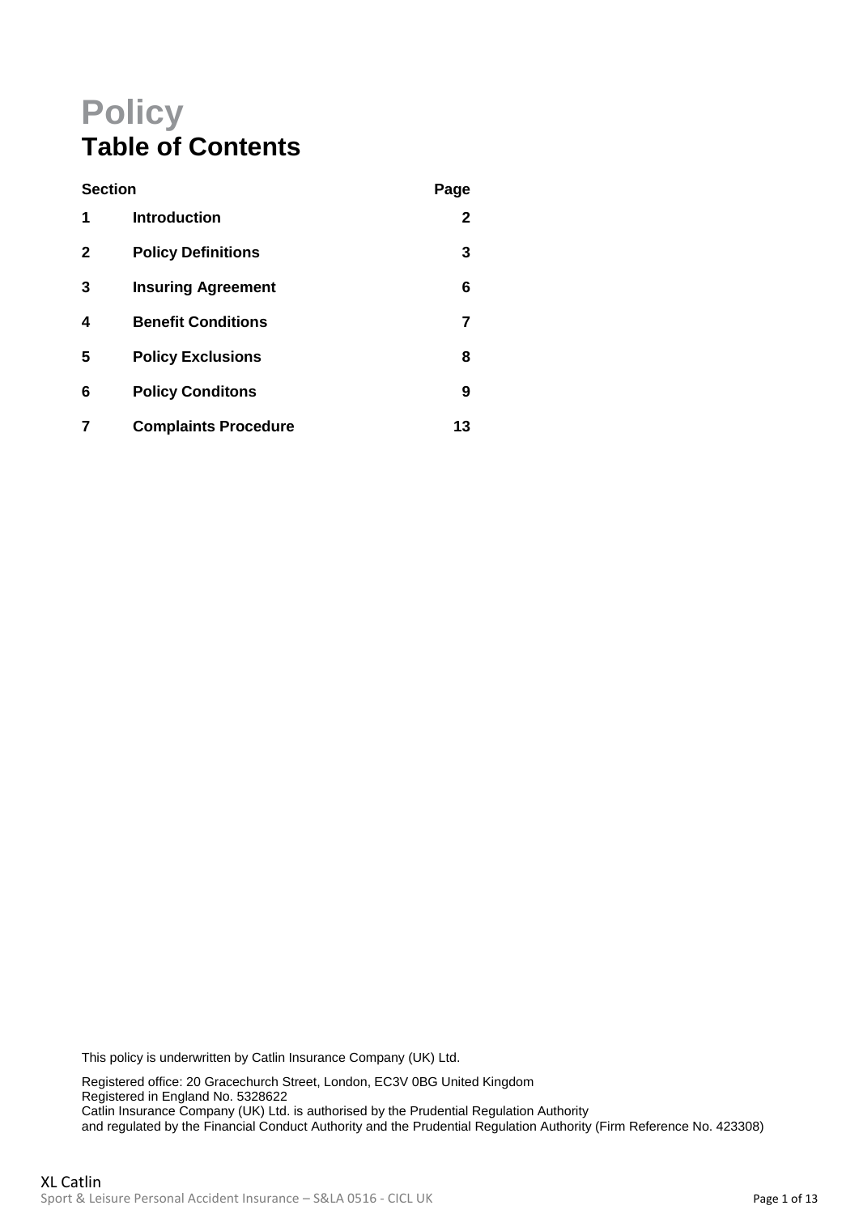# Policy

## Table of Contents

| Section | | Page |
|---|---|---|
| **1** | **Introduction** | **2** |
| **2** | **Policy Definitions** | **3** |
| **3** | **Insuring Agreement** | **6** |
| **4** | **Benefit Conditions** | **7** |
| **5** | **Policy Exclusions** | **8** |
| **6** | **Policy Conditons** | **9** |
| **7** | **Complaints Procedure** | **13** |

This policy is underwritten by Catlin Insurance Company (UK) Ltd.

Registered office: 20 Gracechurch Street, London, EC3V 0BG United Kingdom
Registered in England No. 5328622
Catlin Insurance Company (UK) Ltd. is authorised by the Prudential Regulation Authority
and regulated by the Financial Conduct Authority and the Prudential Regulation Authority (Firm Reference No. 423308)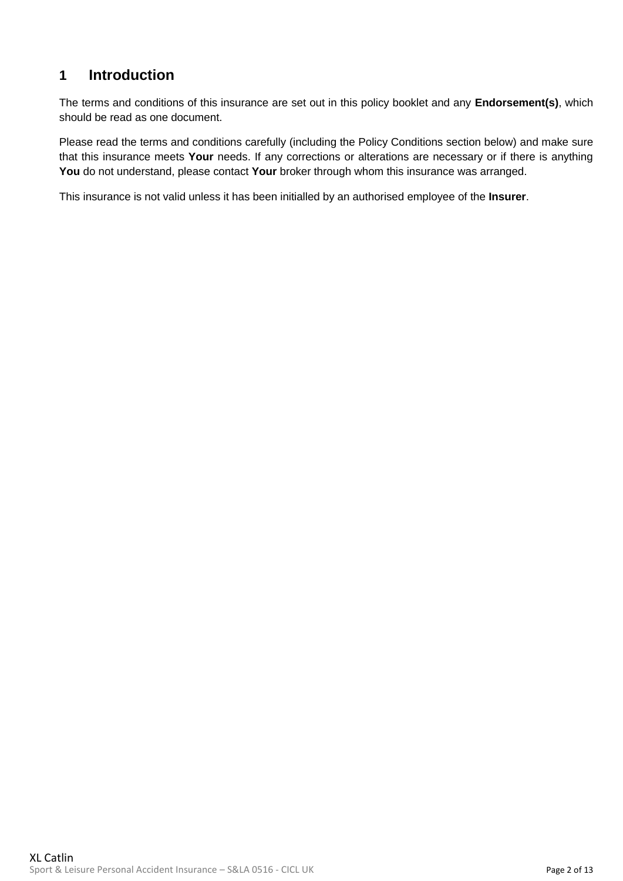# 1 Introduction

The terms and conditions of this insurance are set out in this policy booklet and any **Endorsement(s)**, which should be read as one document.

Please read the terms and conditions carefully (including the Policy Conditions section below) and make sure that this insurance meets **Your** needs. If any corrections or alterations are necessary or if there is anything **You** do not understand, please contact **Your** broker through whom this insurance was arranged.

This insurance is not valid unless it has been initialled by an authorised employee of the **Insurer**.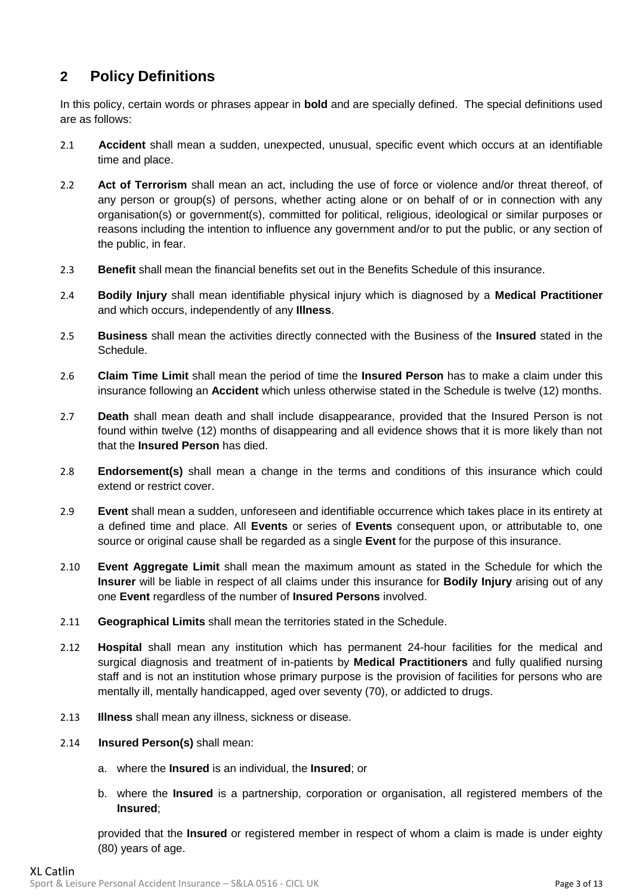## 2 Policy Definitions

In this policy, certain words or phrases appear in **bold** and are specially defined. The special definitions used are as follows:

2.1 **Accident** shall mean a sudden, unexpected, unusual, specific event which occurs at an identifiable time and place.

2.2 **Act of Terrorism** shall mean an act, including the use of force or violence and/or threat thereof, of any person or group(s) of persons, whether acting alone or on behalf of or in connection with any organisation(s) or government(s), committed for political, religious, ideological or similar purposes or reasons including the intention to influence any government and/or to put the public, or any section of the public, in fear.

2.3 **Benefit** shall mean the financial benefits set out in the Benefits Schedule of this insurance.

2.4 **Bodily Injury** shall mean identifiable physical injury which is diagnosed by a **Medical Practitioner** and which occurs, independently of any **Illness**.

2.5 **Business** shall mean the activities directly connected with the Business of the **Insured** stated in the Schedule.

2.6 **Claim Time Limit** shall mean the period of time the **Insured Person** has to make a claim under this insurance following an **Accident** which unless otherwise stated in the Schedule is twelve (12) months.

2.7 **Death** shall mean death and shall include disappearance, provided that the Insured Person is not found within twelve (12) months of disappearing and all evidence shows that it is more likely than not that the **Insured Person** has died.

2.8 **Endorsement(s)** shall mean a change in the terms and conditions of this insurance which could extend or restrict cover.

2.9 **Event** shall mean a sudden, unforeseen and identifiable occurrence which takes place in its entirety at a defined time and place. All **Events** or series of **Events** consequent upon, or attributable to, one source or original cause shall be regarded as a single **Event** for the purpose of this insurance.

2.10 **Event Aggregate Limit** shall mean the maximum amount as stated in the Schedule for which the **Insurer** will be liable in respect of all claims under this insurance for **Bodily Injury** arising out of any one **Event** regardless of the number of **Insured Persons** involved.

2.11 **Geographical Limits** shall mean the territories stated in the Schedule.

2.12 **Hospital** shall mean any institution which has permanent 24-hour facilities for the medical and surgical diagnosis and treatment of in-patients by **Medical Practitioners** and fully qualified nursing staff and is not an institution whose primary purpose is the provision of facilities for persons who are mentally ill, mentally handicapped, aged over seventy (70), or addicted to drugs.

2.13 **Illness** shall mean any illness, sickness or disease.

2.14 **Insured Person(s)** shall mean:

a. where the **Insured** is an individual, the **Insured**; or

b. where the **Insured** is a partnership, corporation or organisation, all registered members of the **Insured**;

provided that the **Insured** or registered member in respect of whom a claim is made is under eighty (80) years of age.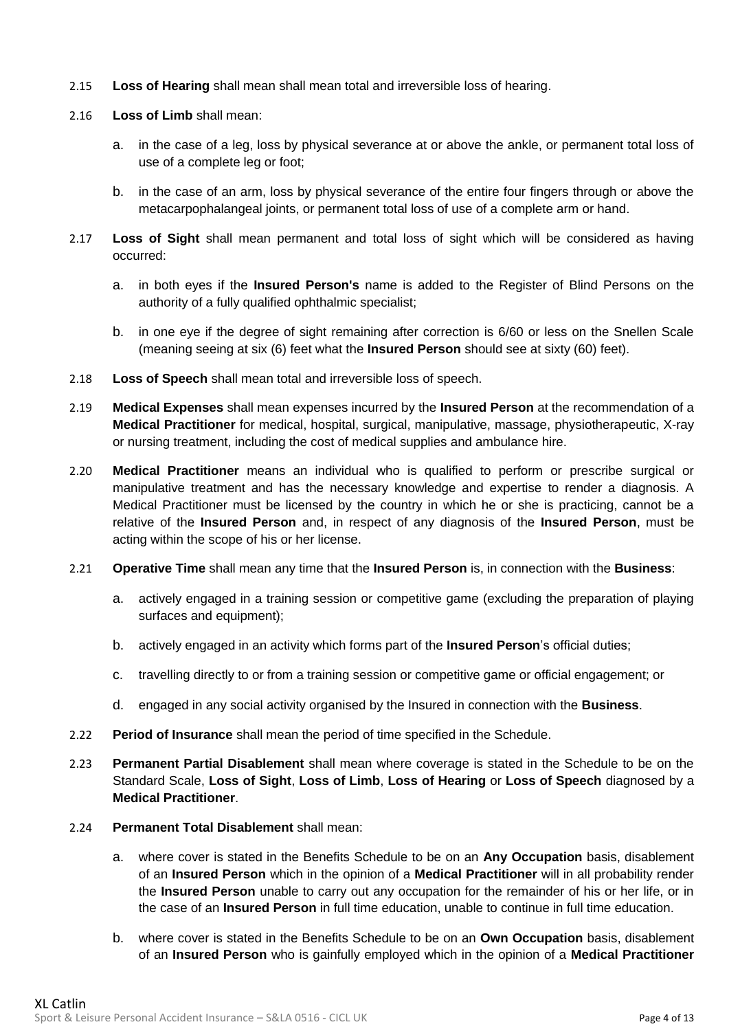2.15 **Loss of Hearing** shall mean shall mean total and irreversible loss of hearing.

2.16 **Loss of Limb** shall mean:

a. in the case of a leg, loss by physical severance at or above the ankle, or permanent total loss of use of a complete leg or foot;

b. in the case of an arm, loss by physical severance of the entire four fingers through or above the metacarpophalangeal joints, or permanent total loss of use of a complete arm or hand.

2.17 **Loss of Sight** shall mean permanent and total loss of sight which will be considered as having occurred:

a. in both eyes if the **Insured Person's** name is added to the Register of Blind Persons on the authority of a fully qualified ophthalmic specialist;

b. in one eye if the degree of sight remaining after correction is 6/60 or less on the Snellen Scale (meaning seeing at six (6) feet what the **Insured Person** should see at sixty (60) feet).

2.18 **Loss of Speech** shall mean total and irreversible loss of speech.

2.19 **Medical Expenses** shall mean expenses incurred by the **Insured Person** at the recommendation of a **Medical Practitioner** for medical, hospital, surgical, manipulative, massage, physiotherapeutic, X-ray or nursing treatment, including the cost of medical supplies and ambulance hire.

2.20 **Medical Practitioner** means an individual who is qualified to perform or prescribe surgical or manipulative treatment and has the necessary knowledge and expertise to render a diagnosis. A Medical Practitioner must be licensed by the country in which he or she is practicing, cannot be a relative of the **Insured Person** and, in respect of any diagnosis of the **Insured Person**, must be acting within the scope of his or her license.

2.21 **Operative Time** shall mean any time that the **Insured Person** is, in connection with the **Business**:

a. actively engaged in a training session or competitive game (excluding the preparation of playing surfaces and equipment);

b. actively engaged in an activity which forms part of the **Insured Person**'s official duties;

c. travelling directly to or from a training session or competitive game or official engagement; or

d. engaged in any social activity organised by the Insured in connection with the **Business**.

2.22 **Period of Insurance** shall mean the period of time specified in the Schedule.

2.23 **Permanent Partial Disablement** shall mean where coverage is stated in the Schedule to be on the Standard Scale, **Loss of Sight**, **Loss of Limb**, **Loss of Hearing** or **Loss of Speech** diagnosed by a **Medical Practitioner**.

2.24 **Permanent Total Disablement** shall mean:

a. where cover is stated in the Benefits Schedule to be on an **Any Occupation** basis, disablement of an **Insured Person** which in the opinion of a **Medical Practitioner** will in all probability render the **Insured Person** unable to carry out any occupation for the remainder of his or her life, or in the case of an **Insured Person** in full time education, unable to continue in full time education.

b. where cover is stated in the Benefits Schedule to be on an **Own Occupation** basis, disablement of an **Insured Person** who is gainfully employed which in the opinion of a **Medical Practitioner**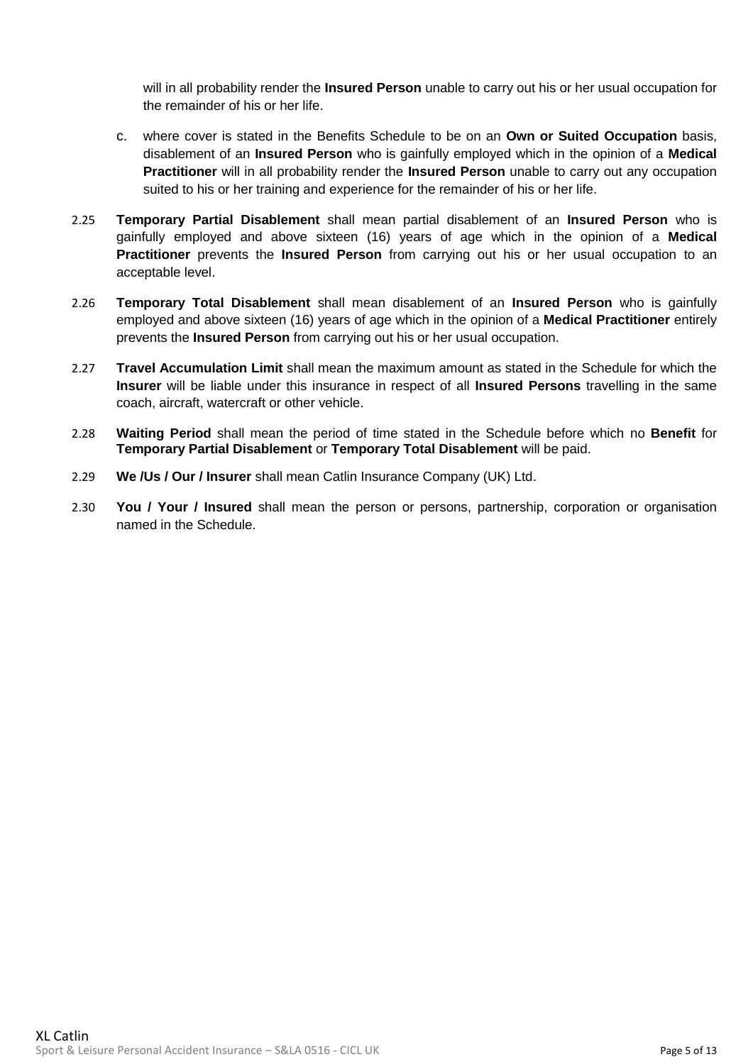will in all probability render the **Insured Person** unable to carry out his or her usual occupation for the remainder of his or her life.

c. where cover is stated in the Benefits Schedule to be on an **Own or Suited Occupation** basis, disablement of an **Insured Person** who is gainfully employed which in the opinion of a **Medical Practitioner** will in all probability render the **Insured Person** unable to carry out any occupation suited to his or her training and experience for the remainder of his or her life.

2.25 **Temporary Partial Disablement** shall mean partial disablement of an **Insured Person** who is gainfully employed and above sixteen (16) years of age which in the opinion of a **Medical Practitioner** prevents the **Insured Person** from carrying out his or her usual occupation to an acceptable level.

2.26 **Temporary Total Disablement** shall mean disablement of an **Insured Person** who is gainfully employed and above sixteen (16) years of age which in the opinion of a **Medical Practitioner** entirely prevents the **Insured Person** from carrying out his or her usual occupation.

2.27 **Travel Accumulation Limit** shall mean the maximum amount as stated in the Schedule for which the **Insurer** will be liable under this insurance in respect of all **Insured Persons** travelling in the same coach, aircraft, watercraft or other vehicle.

2.28 **Waiting Period** shall mean the period of time stated in the Schedule before which no **Benefit** for **Temporary Partial Disablement** or **Temporary Total Disablement** will be paid.

2.29 **We /Us / Our / Insurer** shall mean Catlin Insurance Company (UK) Ltd.

2.30 **You / Your / Insured** shall mean the person or persons, partnership, corporation or organisation named in the Schedule.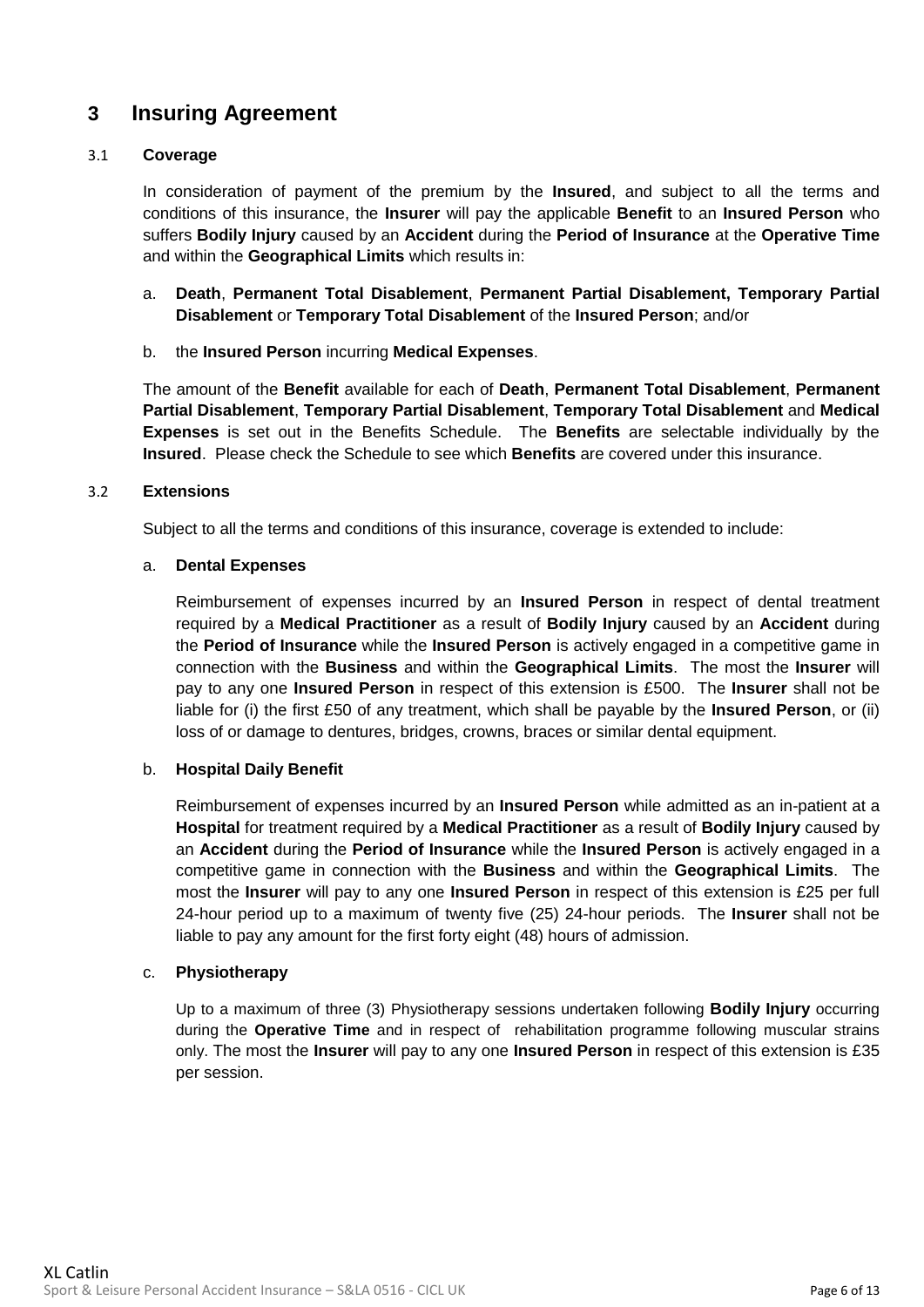## 3 Insuring Agreement

### 3.1 Coverage

In consideration of payment of the premium by the **Insured**, and subject to all the terms and conditions of this insurance, the **Insurer** will pay the applicable **Benefit** to an **Insured Person** who suffers **Bodily Injury** caused by an **Accident** during the **Period of Insurance** at the **Operative Time** and within the **Geographical Limits** which results in:

a. **Death**, **Permanent Total Disablement**, **Permanent Partial Disablement, Temporary Partial Disablement** or **Temporary Total Disablement** of the **Insured Person**; and/or

b. the **Insured Person** incurring **Medical Expenses**.

The amount of the **Benefit** available for each of **Death**, **Permanent Total Disablement**, **Permanent Partial Disablement**, **Temporary Partial Disablement**, **Temporary Total Disablement** and **Medical Expenses** is set out in the Benefits Schedule. The **Benefits** are selectable individually by the **Insured**. Please check the Schedule to see which **Benefits** are covered under this insurance.

### 3.2 Extensions

Subject to all the terms and conditions of this insurance, coverage is extended to include:

a. **Dental Expenses**

Reimbursement of expenses incurred by an **Insured Person** in respect of dental treatment required by a **Medical Practitioner** as a result of **Bodily Injury** caused by an **Accident** during the **Period of Insurance** while the **Insured Person** is actively engaged in a competitive game in connection with the **Business** and within the **Geographical Limits**. The most the **Insurer** will pay to any one **Insured Person** in respect of this extension is £500. The **Insurer** shall not be liable for (i) the first £50 of any treatment, which shall be payable by the **Insured Person**, or (ii) loss of or damage to dentures, bridges, crowns, braces or similar dental equipment.

b. **Hospital Daily Benefit**

Reimbursement of expenses incurred by an **Insured Person** while admitted as an in-patient at a **Hospital** for treatment required by a **Medical Practitioner** as a result of **Bodily Injury** caused by an **Accident** during the **Period of Insurance** while the **Insured Person** is actively engaged in a competitive game in connection with the **Business** and within the **Geographical Limits**. The most the **Insurer** will pay to any one **Insured Person** in respect of this extension is £25 per full 24-hour period up to a maximum of twenty five (25) 24-hour periods. The **Insurer** shall not be liable to pay any amount for the first forty eight (48) hours of admission.

c. **Physiotherapy**

Up to a maximum of three (3) Physiotherapy sessions undertaken following **Bodily Injury** occurring during the **Operative Time** and in respect of rehabilitation programme following muscular strains only. The most the **Insurer** will pay to any one **Insured Person** in respect of this extension is £35 per session.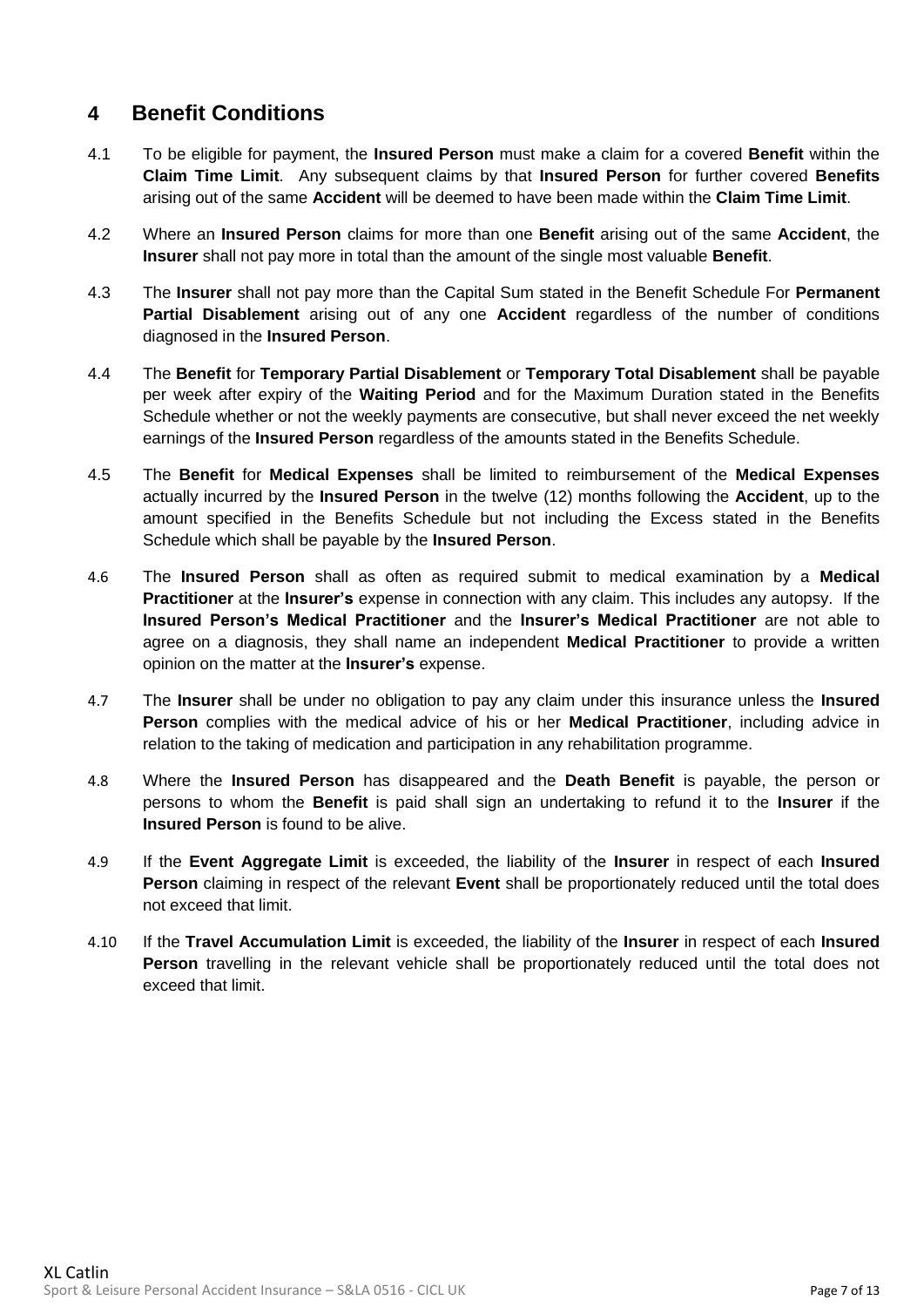## 4 Benefit Conditions

4.1 To be eligible for payment, the **Insured Person** must make a claim for a covered **Benefit** within the **Claim Time Limit**. Any subsequent claims by that **Insured Person** for further covered **Benefits** arising out of the same **Accident** will be deemed to have been made within the **Claim Time Limit**.

4.2 Where an **Insured Person** claims for more than one **Benefit** arising out of the same **Accident**, the **Insurer** shall not pay more in total than the amount of the single most valuable **Benefit**.

4.3 The **Insurer** shall not pay more than the Capital Sum stated in the Benefit Schedule For **Permanent Partial Disablement** arising out of any one **Accident** regardless of the number of conditions diagnosed in the **Insured Person**.

4.4 The **Benefit** for **Temporary Partial Disablement** or **Temporary Total Disablement** shall be payable per week after expiry of the **Waiting Period** and for the Maximum Duration stated in the Benefits Schedule whether or not the weekly payments are consecutive, but shall never exceed the net weekly earnings of the **Insured Person** regardless of the amounts stated in the Benefits Schedule.

4.5 The **Benefit** for **Medical Expenses** shall be limited to reimbursement of the **Medical Expenses** actually incurred by the **Insured Person** in the twelve (12) months following the **Accident**, up to the amount specified in the Benefits Schedule but not including the Excess stated in the Benefits Schedule which shall be payable by the **Insured Person**.

4.6 The **Insured Person** shall as often as required submit to medical examination by a **Medical Practitioner** at the **Insurer's** expense in connection with any claim. This includes any autopsy. If the **Insured Person's Medical Practitioner** and the **Insurer's Medical Practitioner** are not able to agree on a diagnosis, they shall name an independent **Medical Practitioner** to provide a written opinion on the matter at the **Insurer's** expense.

4.7 The **Insurer** shall be under no obligation to pay any claim under this insurance unless the **Insured Person** complies with the medical advice of his or her **Medical Practitioner**, including advice in relation to the taking of medication and participation in any rehabilitation programme.

4.8 Where the **Insured Person** has disappeared and the **Death Benefit** is payable, the person or persons to whom the **Benefit** is paid shall sign an undertaking to refund it to the **Insurer** if the **Insured Person** is found to be alive.

4.9 If the **Event Aggregate Limit** is exceeded, the liability of the **Insurer** in respect of each **Insured Person** claiming in respect of the relevant **Event** shall be proportionately reduced until the total does not exceed that limit.

4.10 If the **Travel Accumulation Limit** is exceeded, the liability of the **Insurer** in respect of each **Insured Person** travelling in the relevant vehicle shall be proportionately reduced until the total does not exceed that limit.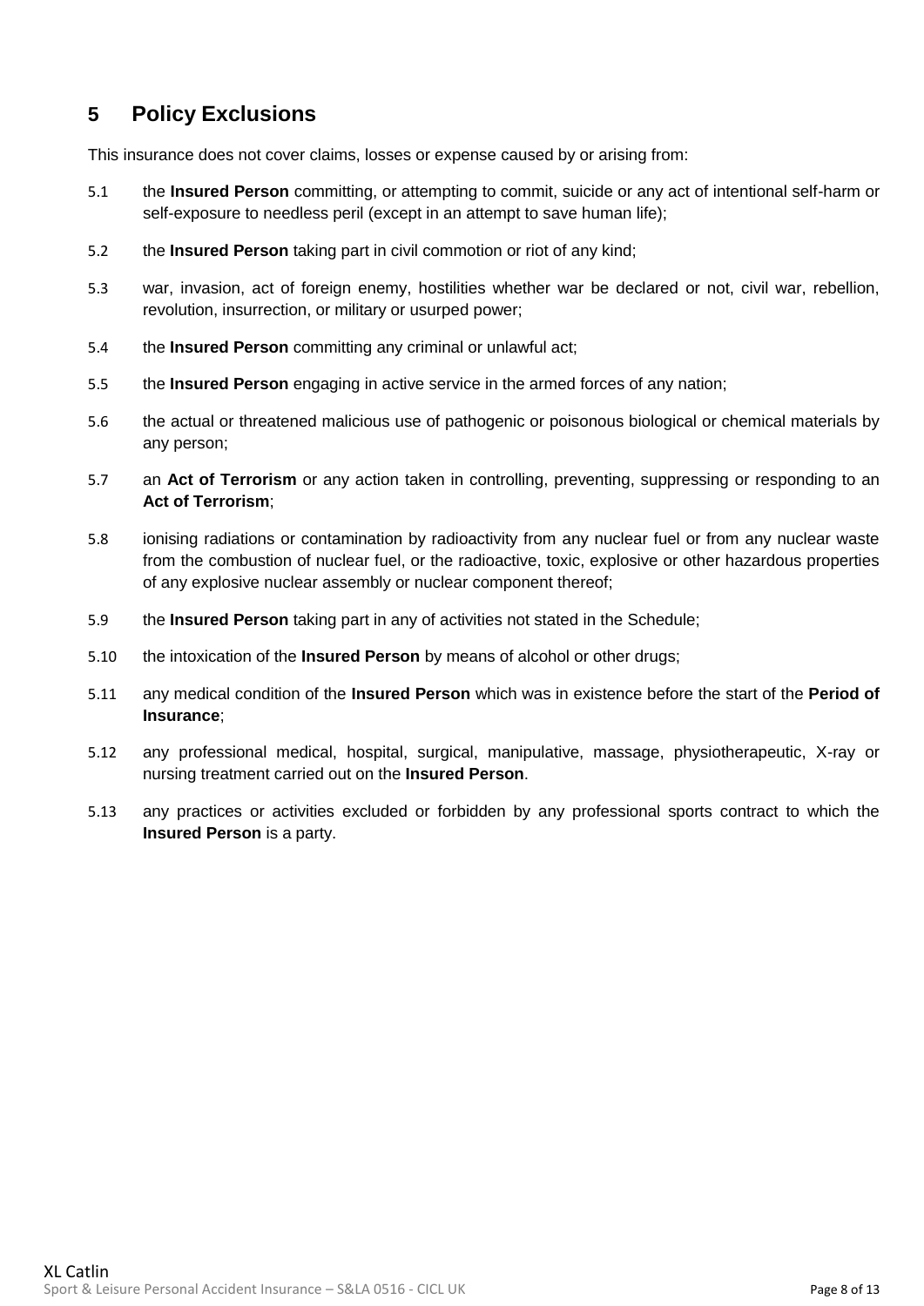## 5 Policy Exclusions

This insurance does not cover claims, losses or expense caused by or arising from:

5.1 the **Insured Person** committing, or attempting to commit, suicide or any act of intentional self-harm or self-exposure to needless peril (except in an attempt to save human life);

5.2 the **Insured Person** taking part in civil commotion or riot of any kind;

5.3 war, invasion, act of foreign enemy, hostilities whether war be declared or not, civil war, rebellion, revolution, insurrection, or military or usurped power;

5.4 the **Insured Person** committing any criminal or unlawful act;

5.5 the **Insured Person** engaging in active service in the armed forces of any nation;

5.6 the actual or threatened malicious use of pathogenic or poisonous biological or chemical materials by any person;

5.7 an **Act of Terrorism** or any action taken in controlling, preventing, suppressing or responding to an **Act of Terrorism**;

5.8 ionising radiations or contamination by radioactivity from any nuclear fuel or from any nuclear waste from the combustion of nuclear fuel, or the radioactive, toxic, explosive or other hazardous properties of any explosive nuclear assembly or nuclear component thereof;

5.9 the **Insured Person** taking part in any of activities not stated in the Schedule;

5.10 the intoxication of the **Insured Person** by means of alcohol or other drugs;

5.11 any medical condition of the **Insured Person** which was in existence before the start of the **Period of Insurance**;

5.12 any professional medical, hospital, surgical, manipulative, massage, physiotherapeutic, X-ray or nursing treatment carried out on the **Insured Person**.

5.13 any practices or activities excluded or forbidden by any professional sports contract to which the **Insured Person** is a party.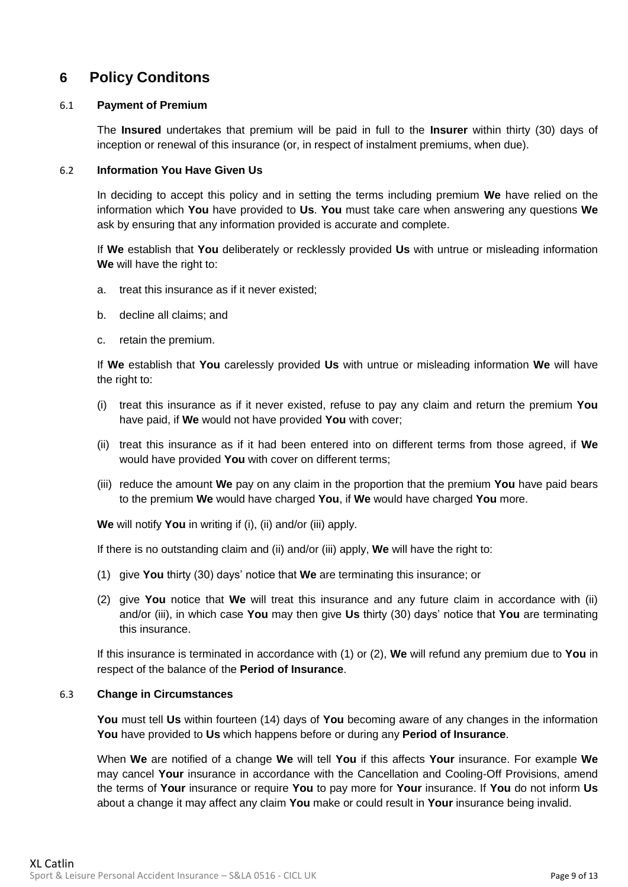# 6 Policy Conditons

## 6.1 Payment of Premium

The **Insured** undertakes that premium will be paid in full to the **Insurer** within thirty (30) days of inception or renewal of this insurance (or, in respect of instalment premiums, when due).

## 6.2 Information You Have Given Us

In deciding to accept this policy and in setting the terms including premium **We** have relied on the information which **You** have provided to **Us**. **You** must take care when answering any questions **We** ask by ensuring that any information provided is accurate and complete.

If **We** establish that **You** deliberately or recklessly provided **Us** with untrue or misleading information **We** will have the right to:

a. treat this insurance as if it never existed;

b. decline all claims; and

c. retain the premium.

If **We** establish that **You** carelessly provided **Us** with untrue or misleading information **We** will have the right to:

(i) treat this insurance as if it never existed, refuse to pay any claim and return the premium **You** have paid, if **We** would not have provided **You** with cover;

(ii) treat this insurance as if it had been entered into on different terms from those agreed, if **We** would have provided **You** with cover on different terms;

(iii) reduce the amount **We** pay on any claim in the proportion that the premium **You** have paid bears to the premium **We** would have charged **You**, if **We** would have charged **You** more.

**We** will notify **You** in writing if (i), (ii) and/or (iii) apply.

If there is no outstanding claim and (ii) and/or (iii) apply, **We** will have the right to:

(1) give **You** thirty (30) days' notice that **We** are terminating this insurance; or

(2) give **You** notice that **We** will treat this insurance and any future claim in accordance with (ii) and/or (iii), in which case **You** may then give **Us** thirty (30) days' notice that **You** are terminating this insurance.

If this insurance is terminated in accordance with (1) or (2), **We** will refund any premium due to **You** in respect of the balance of the **Period of Insurance**.

## 6.3 Change in Circumstances

**You** must tell **Us** within fourteen (14) days of **You** becoming aware of any changes in the information **You** have provided to **Us** which happens before or during any **Period of Insurance**.

When **We** are notified of a change **We** will tell **You** if this affects **Your** insurance. For example **We** may cancel **Your** insurance in accordance with the Cancellation and Cooling-Off Provisions, amend the terms of **Your** insurance or require **You** to pay more for **Your** insurance. If **You** do not inform **Us** about a change it may affect any claim **You** make or could result in **Your** insurance being invalid.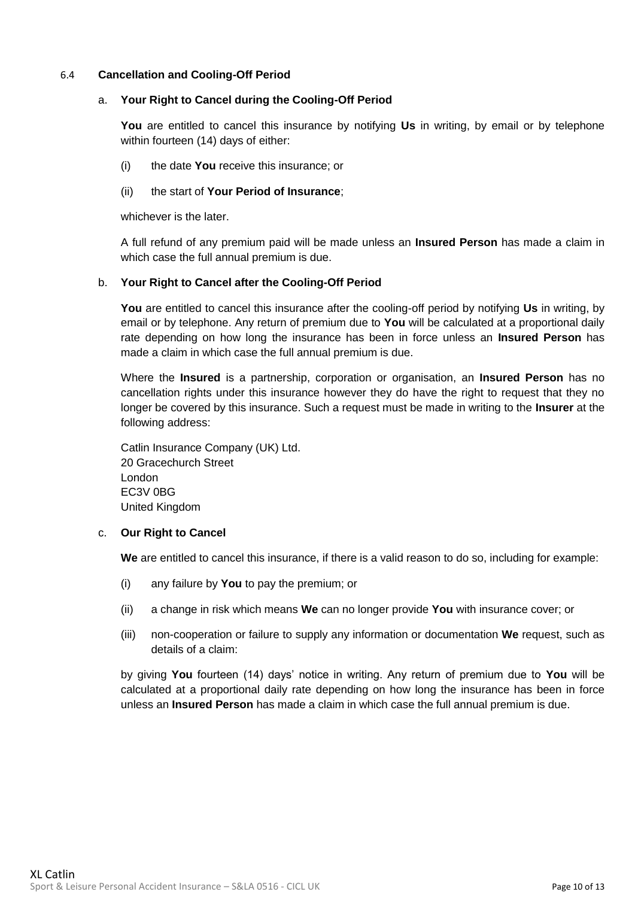### 6.4 Cancellation and Cooling-Off Period

a. **Your Right to Cancel during the Cooling-Off Period**

**You** are entitled to cancel this insurance by notifying **Us** in writing, by email or by telephone within fourteen (14) days of either:

(i) the date **You** receive this insurance; or

(ii) the start of **Your Period of Insurance**;

whichever is the later.

A full refund of any premium paid will be made unless an **Insured Person** has made a claim in which case the full annual premium is due.

b. **Your Right to Cancel after the Cooling-Off Period**

**You** are entitled to cancel this insurance after the cooling-off period by notifying **Us** in writing, by email or by telephone. Any return of premium due to **You** will be calculated at a proportional daily rate depending on how long the insurance has been in force unless an **Insured Person** has made a claim in which case the full annual premium is due.

Where the **Insured** is a partnership, corporation or organisation, an **Insured Person** has no cancellation rights under this insurance however they do have the right to request that they no longer be covered by this insurance. Such a request must be made in writing to the **Insurer** at the following address:

Catlin Insurance Company (UK) Ltd.
20 Gracechurch Street
London
EC3V 0BG
United Kingdom

c. **Our Right to Cancel**

**We** are entitled to cancel this insurance, if there is a valid reason to do so, including for example:

(i) any failure by **You** to pay the premium; or

(ii) a change in risk which means **We** can no longer provide **You** with insurance cover; or

(iii) non-cooperation or failure to supply any information or documentation **We** request, such as details of a claim:

by giving **You** fourteen (14) days' notice in writing. Any return of premium due to **You** will be calculated at a proportional daily rate depending on how long the insurance has been in force unless an **Insured Person** has made a claim in which case the full annual premium is due.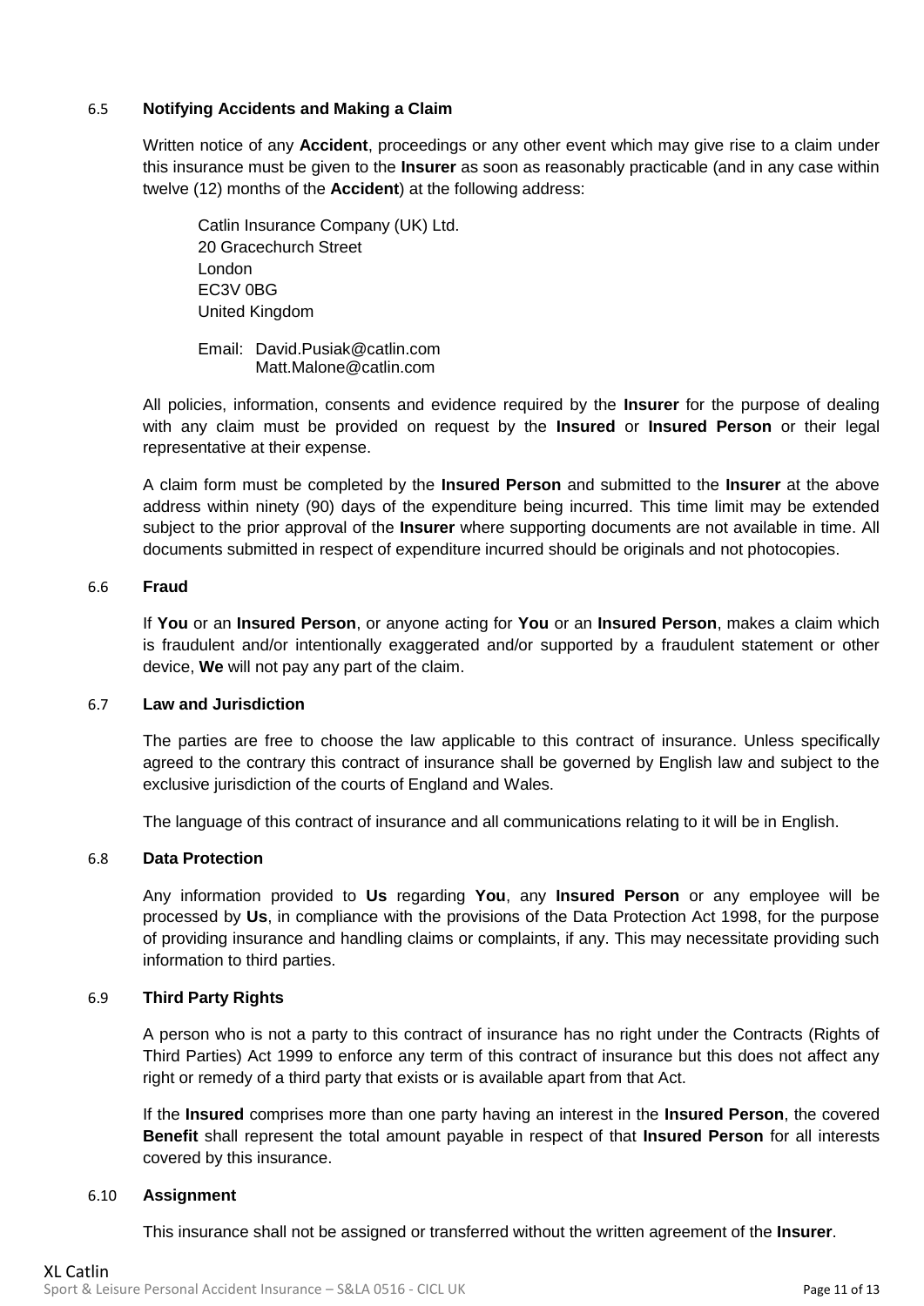### 6.5 Notifying Accidents and Making a Claim

Written notice of any **Accident**, proceedings or any other event which may give rise to a claim under this insurance must be given to the **Insurer** as soon as reasonably practicable (and in any case within twelve (12) months of the **Accident**) at the following address:

Catlin Insurance Company (UK) Ltd.
20 Gracechurch Street
London
EC3V 0BG
United Kingdom

Email: David.Pusiak@catlin.com
Matt.Malone@catlin.com

All policies, information, consents and evidence required by the **Insurer** for the purpose of dealing with any claim must be provided on request by the **Insured** or **Insured Person** or their legal representative at their expense.

A claim form must be completed by the **Insured Person** and submitted to the **Insurer** at the above address within ninety (90) days of the expenditure being incurred. This time limit may be extended subject to the prior approval of the **Insurer** where supporting documents are not available in time. All documents submitted in respect of expenditure incurred should be originals and not photocopies.

### 6.6 Fraud

If **You** or an **Insured Person**, or anyone acting for **You** or an **Insured Person**, makes a claim which is fraudulent and/or intentionally exaggerated and/or supported by a fraudulent statement or other device, **We** will not pay any part of the claim.

### 6.7 Law and Jurisdiction

The parties are free to choose the law applicable to this contract of insurance. Unless specifically agreed to the contrary this contract of insurance shall be governed by English law and subject to the exclusive jurisdiction of the courts of England and Wales.

The language of this contract of insurance and all communications relating to it will be in English.

### 6.8 Data Protection

Any information provided to **Us** regarding **You**, any **Insured Person** or any employee will be processed by **Us**, in compliance with the provisions of the Data Protection Act 1998, for the purpose of providing insurance and handling claims or complaints, if any. This may necessitate providing such information to third parties.

### 6.9 Third Party Rights

A person who is not a party to this contract of insurance has no right under the Contracts (Rights of Third Parties) Act 1999 to enforce any term of this contract of insurance but this does not affect any right or remedy of a third party that exists or is available apart from that Act.

If the **Insured** comprises more than one party having an interest in the **Insured Person**, the covered **Benefit** shall represent the total amount payable in respect of that **Insured Person** for all interests covered by this insurance.

### 6.10 Assignment

This insurance shall not be assigned or transferred without the written agreement of the **Insurer**.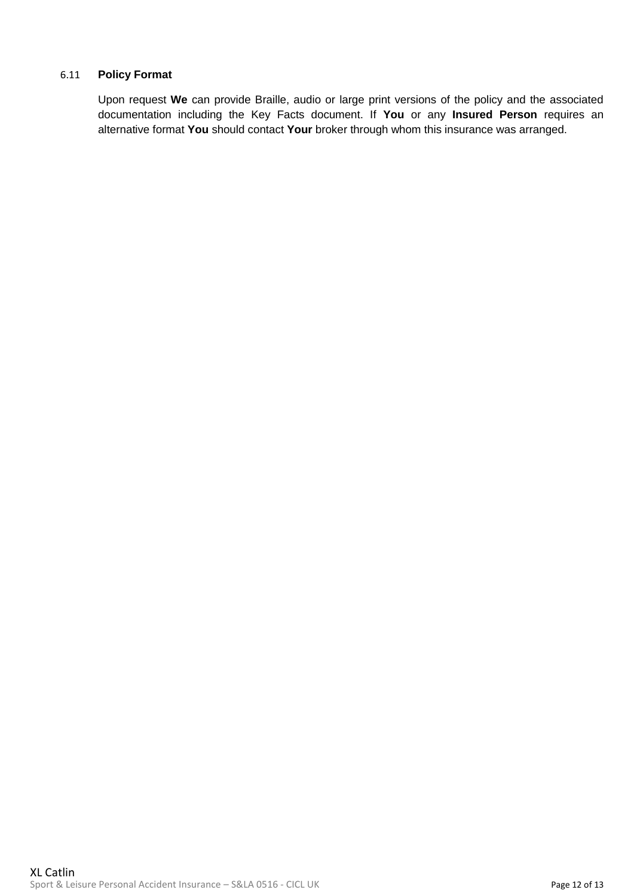### 6.11 **Policy Format**

Upon request **We** can provide Braille, audio or large print versions of the policy and the associated documentation including the Key Facts document. If **You** or any **Insured Person** requires an alternative format **You** should contact **Your** broker through whom this insurance was arranged.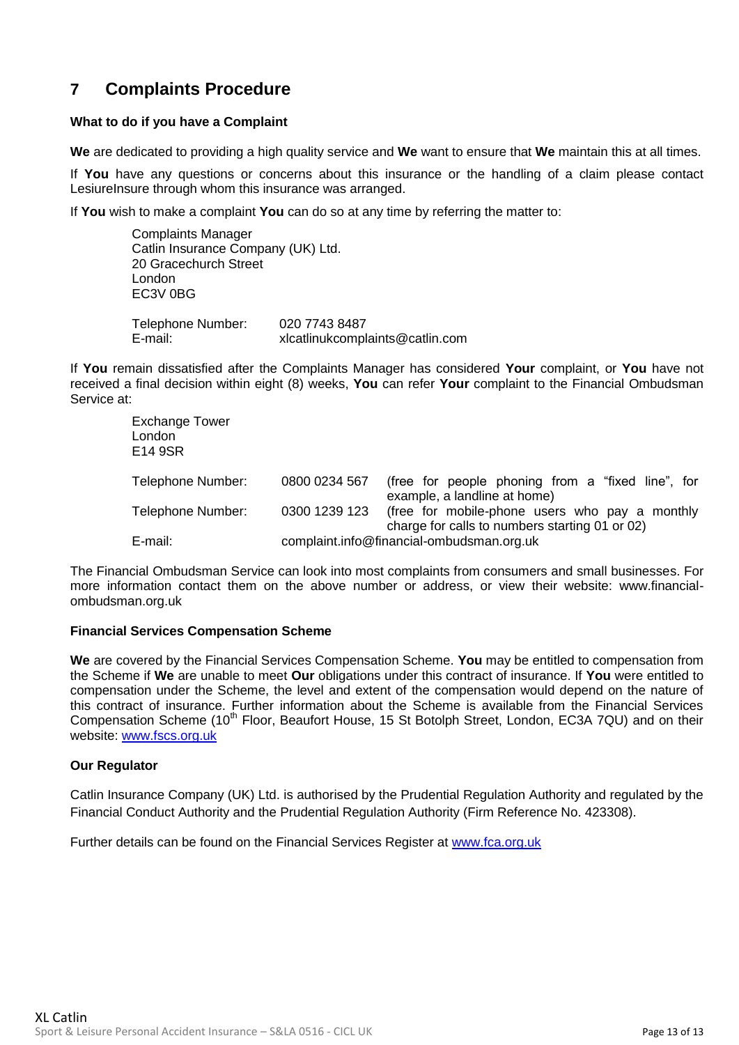# 7 Complaints Procedure

**What to do if you have a Complaint**

**We** are dedicated to providing a high quality service and **We** want to ensure that **We** maintain this at all times.

If **You** have any questions or concerns about this insurance or the handling of a claim please contact LesiureInsure through whom this insurance was arranged.

If **You** wish to make a complaint **You** can do so at any time by referring the matter to:

Complaints Manager
Catlin Insurance Company (UK) Ltd.
20 Gracechurch Street
London
EC3V 0BG

| | |
|---|---|
| Telephone Number: | 020 7743 8487 |
| E-mail: | xlcatlinukcomplaints@catlin.com |

If **You** remain dissatisfied after the Complaints Manager has considered **Your** complaint, or **You** have not received a final decision within eight (8) weeks, **You** can refer **Your** complaint to the Financial Ombudsman Service at:

Exchange Tower
London
E14 9SR

| | | |
|---|---|---|
| Telephone Number: | 0800 0234 567 | (free for people phoning from a "fixed line", for example, a landline at home) |
| Telephone Number: | 0300 1239 123 | (free for mobile-phone users who pay a monthly charge for calls to numbers starting 01 or 02) |
| E-mail: | complaint.info@financial-ombudsman.org.uk | |

The Financial Ombudsman Service can look into most complaints from consumers and small businesses. For more information contact them on the above number or address, or view their website: www.financial-ombudsman.org.uk

**Financial Services Compensation Scheme**

**We** are covered by the Financial Services Compensation Scheme. **You** may be entitled to compensation from the Scheme if **We** are unable to meet **Our** obligations under this contract of insurance. If **You** were entitled to compensation under the Scheme, the level and extent of the compensation would depend on the nature of this contract of insurance. Further information about the Scheme is available from the Financial Services Compensation Scheme (10th Floor, Beaufort House, 15 St Botolph Street, London, EC3A 7QU) and on their website: www.fscs.org.uk

**Our Regulator**

Catlin Insurance Company (UK) Ltd. is authorised by the Prudential Regulation Authority and regulated by the Financial Conduct Authority and the Prudential Regulation Authority (Firm Reference No. 423308).

Further details can be found on the Financial Services Register at www.fca.org.uk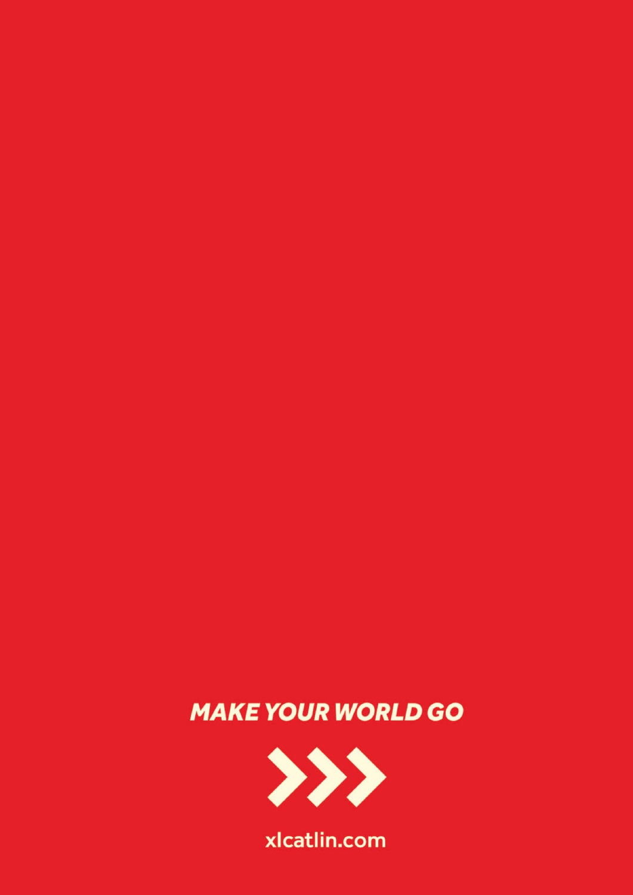MAKE YOUR WORLD GO

xlcatlin.com